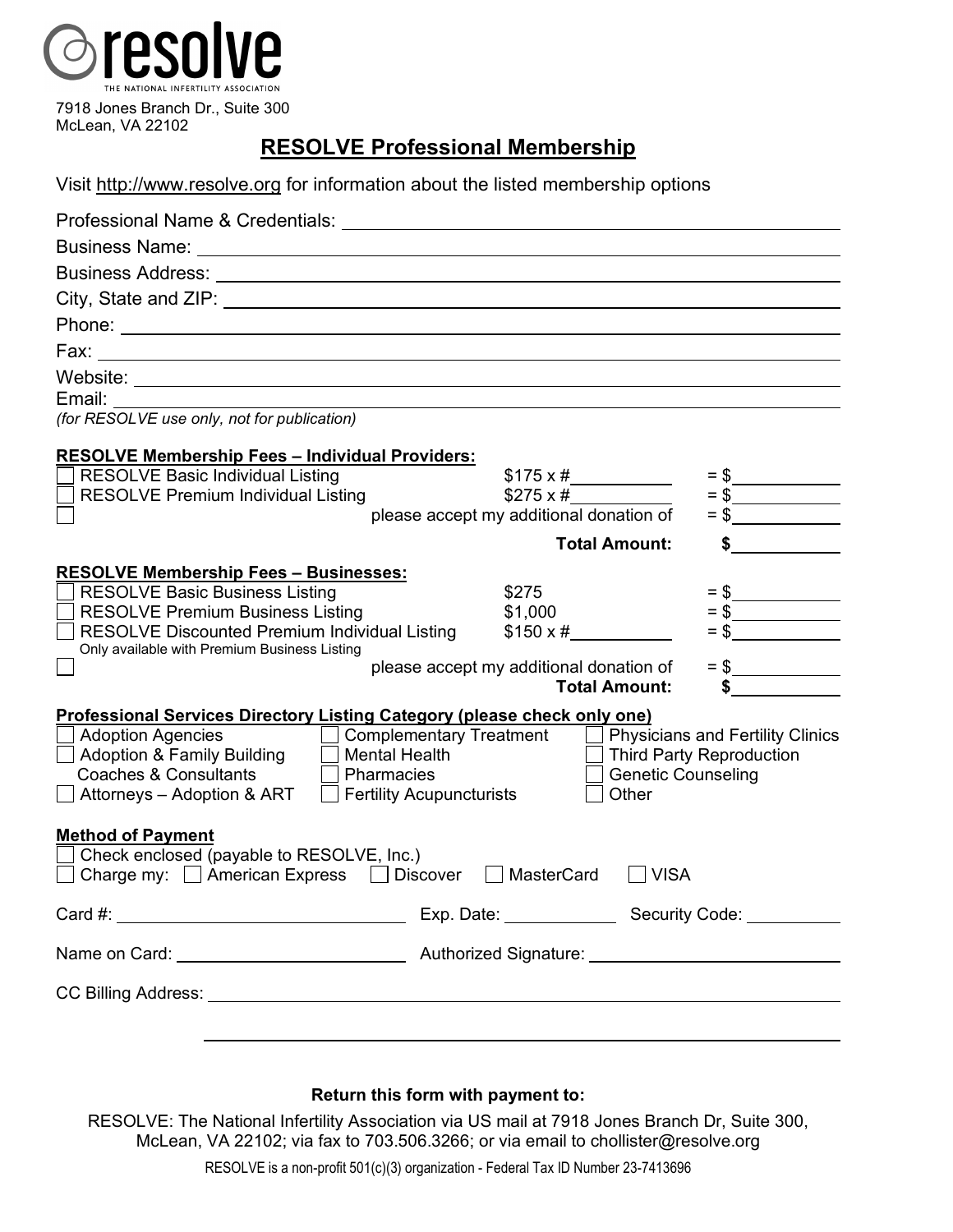resolve

THE NATIONAL INFERTILITY ASSOCIATION

7918 Jones Branch Dr., Suite 300
McLean, VA 22102

# RESOLVE Professional Membership

Visit http://www.resolve.org for information about the listed membership options

Professional Name & Credentials: ______________________________

Business Name: ______________________________

Business Address: ______________________________

City, State and ZIP: ______________________________

Phone: ______________________________

Fax: ______________________________

Website: ______________________________

Email: ______________________________
*(for RESOLVE use only, not for publication)*

**RESOLVE Membership Fees – Individual Providers:**

| | | | |
|---|---|---|---|
| ☐ RESOLVE Basic Individual Listing | | $175 x #________ | = $________ |
| ☐ RESOLVE Premium Individual Listing | | $275 x #________ | = $________ |
| ☐ | please accept my additional donation of | | = $________ |
| | | **Total Amount:** | **$**________ |

**RESOLVE Membership Fees – Businesses:**

| | | | |
|---|---|---|---|
| ☐ RESOLVE Basic Business Listing | | $275 | = $________ |
| ☐ RESOLVE Premium Business Listing | | $1,000 | = $________ |
| ☐ RESOLVE Discounted Premium Individual Listing (Only available with Premium Business Listing) | | $150 x #________ | = $________ |
| ☐ | please accept my additional donation of | | = $________ |
| | | **Total Amount:** | **$**________ |

**Professional Services Directory Listing Category (please check only one)**

- ☐ Adoption Agencies
- ☐ Adoption & Family Building Coaches & Consultants
- ☐ Attorneys – Adoption & ART
- ☐ Complementary Treatment
- ☐ Mental Health
- ☐ Pharmacies
- ☐ Fertility Acupuncturists
- ☐ Physicians and Fertility Clinics
- ☐ Third Party Reproduction
- ☐ Genetic Counseling
- ☐ Other

**Method of Payment**

☐ Check enclosed (payable to RESOLVE, Inc.)

☐ Charge my: ☐ American Express ☐ Discover ☐ MasterCard ☐ VISA

Card #: ______________________ Exp. Date: __________ Security Code: __________

Name on Card: ______________________ Authorized Signature: ______________________

CC Billing Address: ______________________________

______________________________

**Return this form with payment to:**

RESOLVE: The National Infertility Association via US mail at 7918 Jones Branch Dr, Suite 300, McLean, VA 22102; via fax to 703.506.3266; or via email to chollister@resolve.org

RESOLVE is a non-profit 501(c)(3) organization - Federal Tax ID Number 23-7413696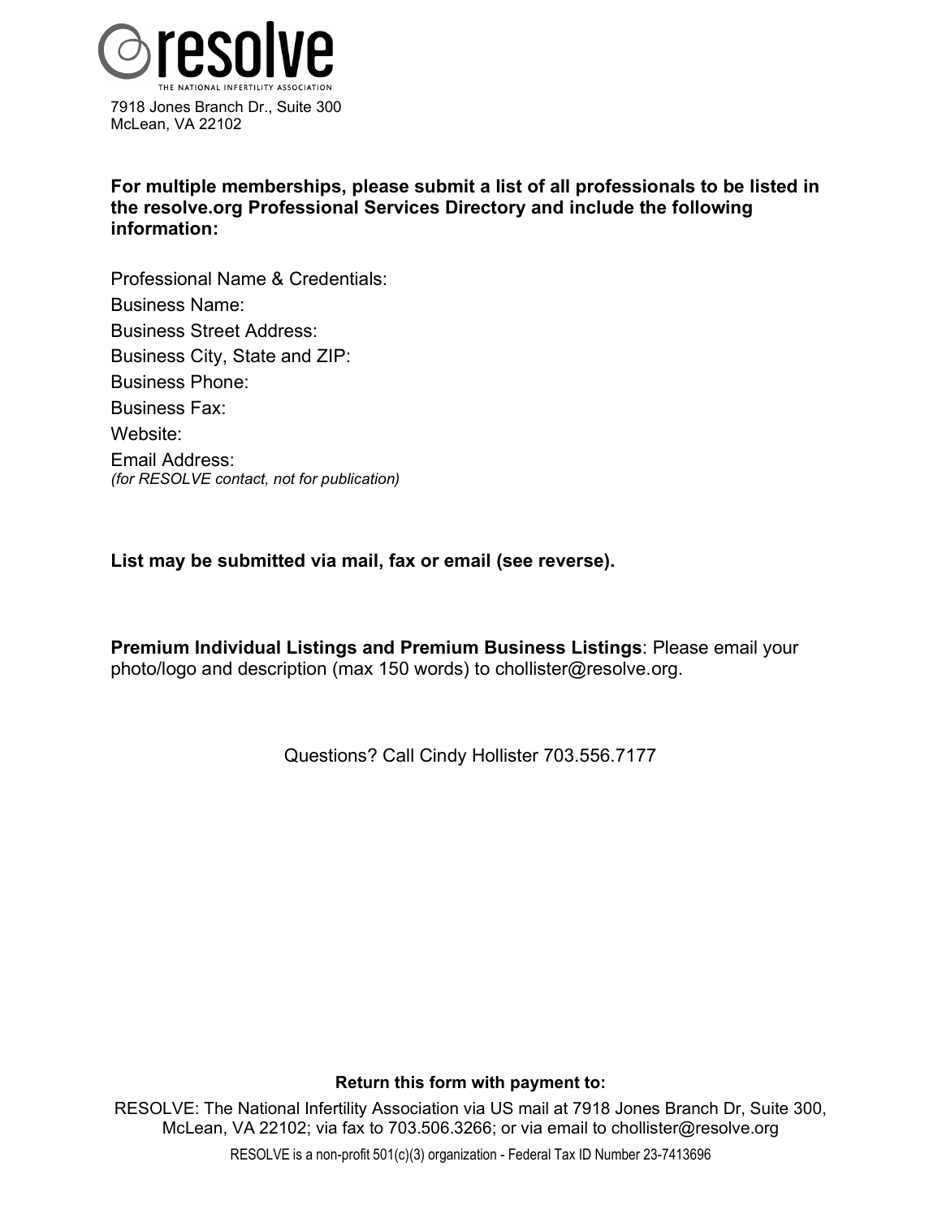resolve

THE NATIONAL INFERTILITY ASSOCIATION

7918 Jones Branch Dr., Suite 300
McLean, VA 22102

**For multiple memberships, please submit a list of all professionals to be listed in the resolve.org Professional Services Directory and include the following information:**

Professional Name & Credentials:
Business Name:
Business Street Address:
Business City, State and ZIP:
Business Phone:
Business Fax:
Website:
Email Address:
*(for RESOLVE contact, not for publication)*

**List may be submitted via mail, fax or email (see reverse).**

**Premium Individual Listings and Premium Business Listings**: Please email your photo/logo and description (max 150 words) to chollister@resolve.org.

Questions? Call Cindy Hollister 703.556.7177

**Return this form with payment to:**

RESOLVE: The National Infertility Association via US mail at 7918 Jones Branch Dr, Suite 300, McLean, VA 22102; via fax to 703.506.3266; or via email to chollister@resolve.org

RESOLVE is a non-profit 501(c)(3) organization - Federal Tax ID Number 23-7413696